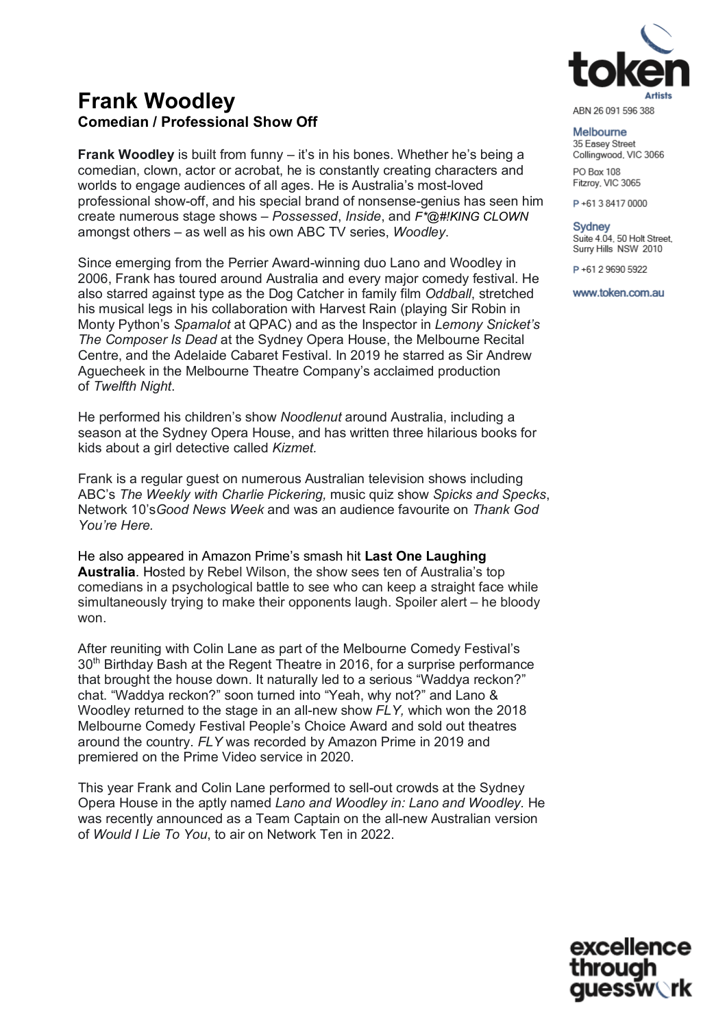# Frank Woodley

**Comedian / Professional Show Off**

ABN 26 091 596 388

**Melbourne**
35 Easey Street
Collingwood, VIC 3066

PO Box 108
Fitzroy, VIC 3065

P +61 3 8417 0000

**Sydney**
Suite 4.04, 50 Holt Street,
Surry Hills NSW 2010

P +61 2 9690 5922

www.token.com.au

**Frank Woodley** is built from funny – it's in his bones. Whether he's being a comedian, clown, actor or acrobat, he is constantly creating characters and worlds to engage audiences of all ages. He is Australia's most-loved professional show-off, and his special brand of nonsense-genius has seen him create numerous stage shows – *Possessed*, *Inside*, and *F*@#!KING CLOWN* amongst others – as well as his own ABC TV series, *Woodley*.

Since emerging from the Perrier Award-winning duo Lano and Woodley in 2006, Frank has toured around Australia and every major comedy festival. He also starred against type as the Dog Catcher in family film *Oddball*, stretched his musical legs in his collaboration with Harvest Rain (playing Sir Robin in Monty Python's *Spamalot* at QPAC) and as the Inspector in *Lemony Snicket's The Composer Is Dead* at the Sydney Opera House, the Melbourne Recital Centre, and the Adelaide Cabaret Festival. In 2019 he starred as Sir Andrew Aguecheek in the Melbourne Theatre Company's acclaimed production of *Twelfth Night*.

He performed his children's show *Noodlenut* around Australia, including a season at the Sydney Opera House, and has written three hilarious books for kids about a girl detective called *Kizmet.*

Frank is a regular guest on numerous Australian television shows including ABC's *The Weekly with Charlie Pickering,* music quiz show *Spicks and Specks*, Network 10's*Good News Week* and was an audience favourite on *Thank God You're Here.*

He also appeared in Amazon Prime's smash hit **Last One Laughing Australia**. Hosted by Rebel Wilson, the show sees ten of Australia's top comedians in a psychological battle to see who can keep a straight face while simultaneously trying to make their opponents laugh. Spoiler alert – he bloody won.

After reuniting with Colin Lane as part of the Melbourne Comedy Festival's 30th Birthday Bash at the Regent Theatre in 2016, for a surprise performance that brought the house down. It naturally led to a serious "Waddya reckon?" chat. "Waddya reckon?" soon turned into "Yeah, why not?" and Lano & Woodley returned to the stage in an all-new show *FLY,* which won the 2018 Melbourne Comedy Festival People's Choice Award and sold out theatres around the country. *FLY* was recorded by Amazon Prime in 2019 and premiered on the Prime Video service in 2020.

This year Frank and Colin Lane performed to sell-out crowds at the Sydney Opera House in the aptly named *Lano and Woodley in: Lano and Woodley.* He was recently announced as a Team Captain on the all-new Australian version of *Would I Lie To You*, to air on Network Ten in 2022.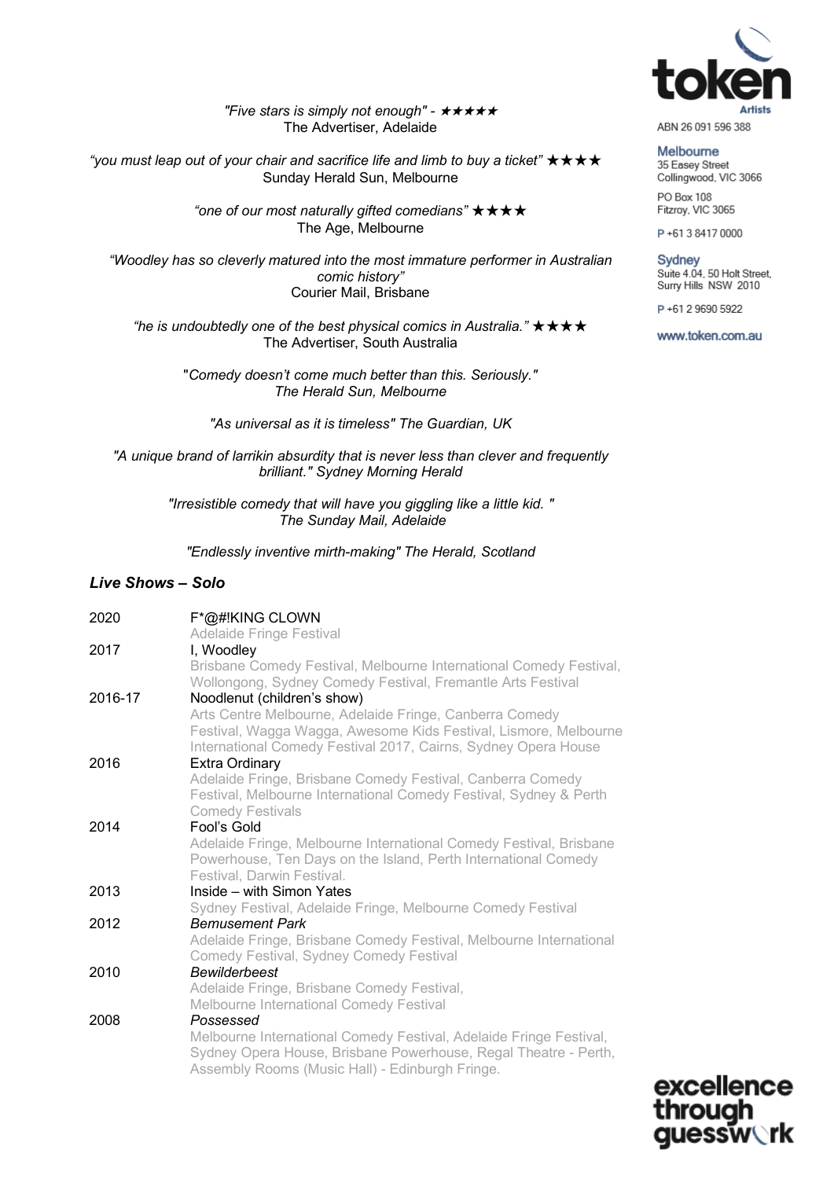*"Five stars is simply not enough" - ★★★★★*
The Advertiser, Adelaide

*"you must leap out of your chair and sacrifice life and limb to buy a ticket" ★★★★*
Sunday Herald Sun, Melbourne

*"one of our most naturally gifted comedians" ★★★★*
The Age, Melbourne

*"Woodley has so cleverly matured into the most immature performer in Australian comic history"*
Courier Mail, Brisbane

*"he is undoubtedly one of the best physical comics in Australia." ★★★★*
The Advertiser, South Australia

"*Comedy doesn't come much better than this. Seriously." The Herald Sun, Melbourne*

*"As universal as it is timeless" The Guardian, UK*

*"A unique brand of larrikin absurdity that is never less than clever and frequently brilliant." Sydney Morning Herald*

*"Irresistible comedy that will have you giggling like a little kid. " The Sunday Mail, Adelaide*

*"Endlessly inventive mirth-making" The Herald, Scotland*

## *Live Shows – Solo*

| | |
|---|---|
| 2020 | F*@#!KING CLOWN<br>Adelaide Fringe Festival |
| 2017 | I, Woodley<br>Brisbane Comedy Festival, Melbourne International Comedy Festival, Wollongong, Sydney Comedy Festival, Fremantle Arts Festival |
| 2016-17 | Noodlenut (children's show)<br>Arts Centre Melbourne, Adelaide Fringe, Canberra Comedy Festival, Wagga Wagga, Awesome Kids Festival, Lismore, Melbourne International Comedy Festival 2017, Cairns, Sydney Opera House |
| 2016 | Extra Ordinary<br>Adelaide Fringe, Brisbane Comedy Festival, Canberra Comedy Festival, Melbourne International Comedy Festival, Sydney & Perth Comedy Festivals |
| 2014 | Fool's Gold<br>Adelaide Fringe, Melbourne International Comedy Festival, Brisbane Powerhouse, Ten Days on the Island, Perth International Comedy Festival, Darwin Festival. |
| 2013 | Inside – with Simon Yates<br>Sydney Festival, Adelaide Fringe, Melbourne Comedy Festival |
| 2012 | *Bemusement Park*<br>Adelaide Fringe, Brisbane Comedy Festival, Melbourne International Comedy Festival, Sydney Comedy Festival |
| 2010 | *Bewilderbeest*<br>Adelaide Fringe, Brisbane Comedy Festival, Melbourne International Comedy Festival |
| 2008 | *Possessed*<br>Melbourne International Comedy Festival, Adelaide Fringe Festival, Sydney Opera House, Brisbane Powerhouse, Regal Theatre - Perth, Assembly Rooms (Music Hall) - Edinburgh Fringe. |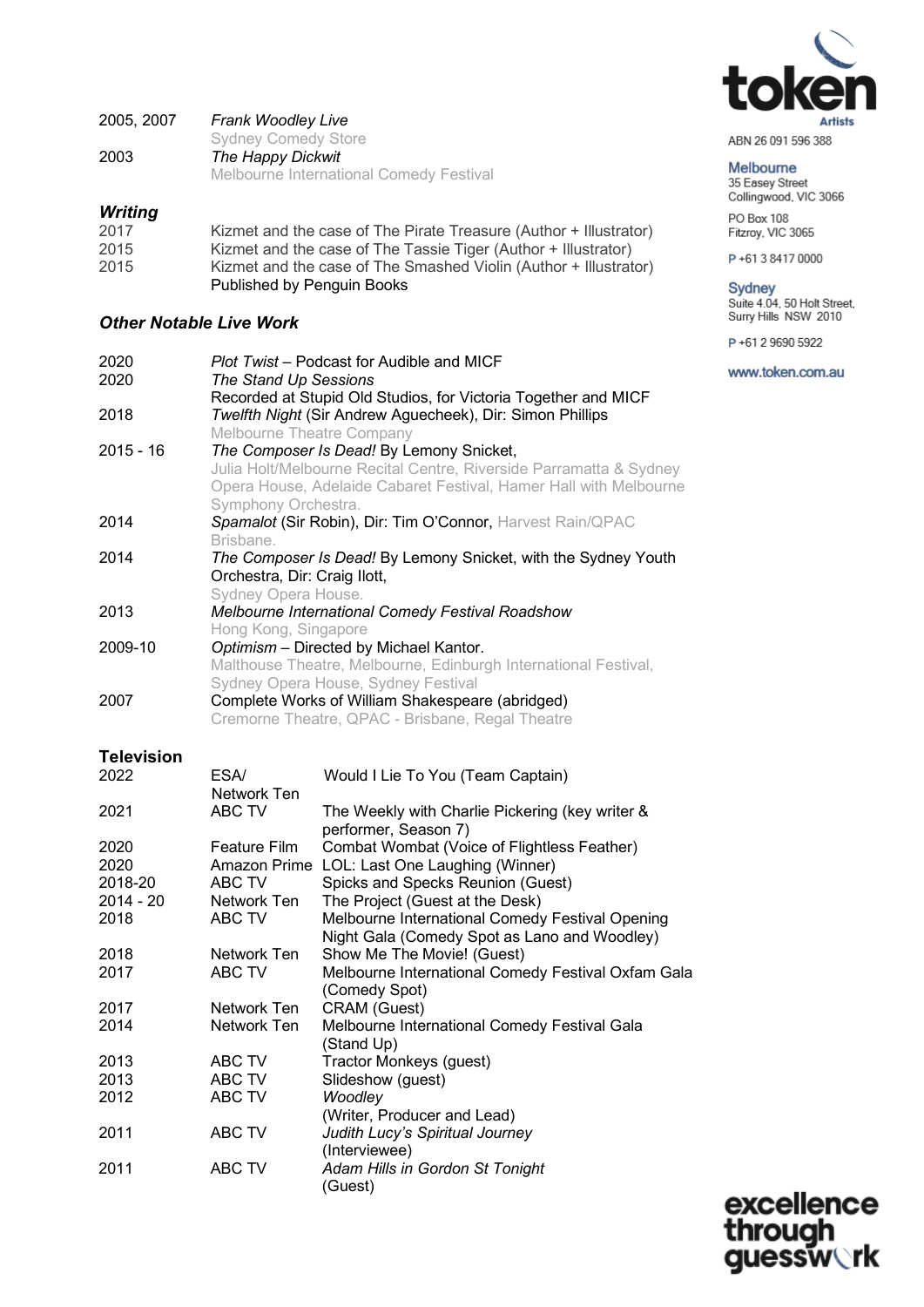| | |
|---|---|
| 2005, 2007 | *Frank Woodley Live*<br>Sydney Comedy Store |
| 2003 | *The Happy Dickwit*<br>Melbourne International Comedy Festival |

### *Writing*

| | |
|---|---|
| 2017 | Kizmet and the case of The Pirate Treasure (Author + Illustrator) |
| 2015 | Kizmet and the case of The Tassie Tiger (Author + Illustrator) |
| 2015 | Kizmet and the case of The Smashed Violin (Author + Illustrator)<br>Published by Penguin Books |

### *Other Notable Live Work*

| | |
|---|---|
| 2020 | *Plot Twist* – Podcast for Audible and MICF |
| 2020 | *The Stand Up Sessions*<br>Recorded at Stupid Old Studios, for Victoria Together and MICF |
| 2018 | *Twelfth Night* (Sir Andrew Aguecheek), Dir: Simon Phillips<br>Melbourne Theatre Company |
| 2015 - 16 | *The Composer Is Dead!* By Lemony Snicket,<br>Julia Holt/Melbourne Recital Centre, Riverside Parramatta & Sydney Opera House, Adelaide Cabaret Festival, Hamer Hall with Melbourne Symphony Orchestra. |
| 2014 | *Spamalot* (Sir Robin), Dir: Tim O'Connor, Harvest Rain/QPAC Brisbane. |
| 2014 | *The Composer Is Dead!* By Lemony Snicket, with the Sydney Youth Orchestra, Dir: Craig Ilott,<br>Sydney Opera House. |
| 2013 | *Melbourne International Comedy Festival Roadshow*<br>Hong Kong, Singapore |
| 2009-10 | *Optimism* – Directed by Michael Kantor.<br>Malthouse Theatre, Melbourne, Edinburgh International Festival, Sydney Opera House, Sydney Festival |
| 2007 | Complete Works of William Shakespeare (abridged)<br>Cremorne Theatre, QPAC - Brisbane, Regal Theatre |

### Television

| | | |
|---|---|---|
| 2022 | ESA/ Network Ten | Would I Lie To You (Team Captain) |
| 2021 | ABC TV | The Weekly with Charlie Pickering (key writer & performer, Season 7) |
| 2020 | Feature Film | Combat Wombat (Voice of Flightless Feather) |
| 2020 | Amazon Prime | LOL: Last One Laughing (Winner) |
| 2018-20 | ABC TV | Spicks and Specks Reunion (Guest) |
| 2014 - 20 | Network Ten | The Project (Guest at the Desk) |
| 2018 | ABC TV | Melbourne International Comedy Festival Opening Night Gala (Comedy Spot as Lano and Woodley) |
| 2018 | Network Ten | Show Me The Movie! (Guest) |
| 2017 | ABC TV | Melbourne International Comedy Festival Oxfam Gala (Comedy Spot) |
| 2017 | Network Ten | CRAM (Guest) |
| 2014 | Network Ten | Melbourne International Comedy Festival Gala (Stand Up) |
| 2013 | ABC TV | Tractor Monkeys (guest) |
| 2013 | ABC TV | Slideshow (guest) |
| 2012 | ABC TV | *Woodley*<br>(Writer, Producer and Lead) |
| 2011 | ABC TV | *Judith Lucy's Spiritual Journey*<br>(Interviewee) |
| 2011 | ABC TV | *Adam Hills in Gordon St Tonight*<br>(Guest) |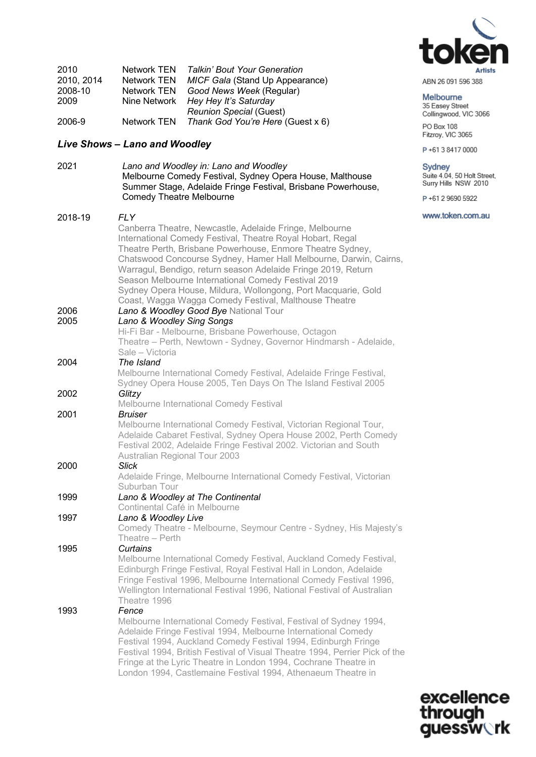| | | |
|---|---|---|
| 2010 | Network TEN | *Talkin' Bout Your Generation* |
| 2010, 2014 | Network TEN | *MICF Gala* (Stand Up Appearance) |
| 2008-10 | Network TEN | *Good News Week* (Regular) |
| 2009 | Nine Network | *Hey Hey It's Saturday Reunion Special* (Guest) |
| 2006-9 | Network TEN | *Thank God You're Here* (Guest x 6) |

### *Live Shows – Lano and Woodley*

2021 — *Lano and Woodley in: Lano and Woodley*
Melbourne Comedy Festival, Sydney Opera House, Malthouse Summer Stage, Adelaide Fringe Festival, Brisbane Powerhouse, Comedy Theatre Melbourne

2018-19 — *FLY*
Canberra Theatre, Newcastle, Adelaide Fringe, Melbourne International Comedy Festival, Theatre Royal Hobart, Regal Theatre Perth, Brisbane Powerhouse, Enmore Theatre Sydney, Chatswood Concourse Sydney, Hamer Hall Melbourne, Darwin, Cairns, Warragul, Bendigo, return season Adelaide Fringe 2019, Return Season Melbourne International Comedy Festival 2019
Sydney Opera House, Mildura, Wollongong, Port Macquarie, Gold Coast, Wagga Wagga Comedy Festival, Malthouse Theatre

2006 — ***Lano & Woodley Good Bye*** National Tour

2005 — *Lano & Woodley Sing Songs*
Hi-Fi Bar - Melbourne, Brisbane Powerhouse, Octagon Theatre – Perth, Newtown - Sydney, Governor Hindmarsh - Adelaide, Sale – Victoria

2004 — *The Island*
Melbourne International Comedy Festival, Adelaide Fringe Festival, Sydney Opera House 2005, Ten Days On The Island Festival 2005

2002 — *Glitzy*
Melbourne International Comedy Festival

2001 — *Bruiser*
Melbourne International Comedy Festival, Victorian Regional Tour, Adelaide Cabaret Festival, Sydney Opera House 2002, Perth Comedy Festival 2002, Adelaide Fringe Festival 2002. Victorian and South Australian Regional Tour 2003

2000 — *Slick*
Adelaide Fringe, Melbourne International Comedy Festival, Victorian Suburban Tour

1999 — *Lano & Woodley at The Continental*
Continental Café in Melbourne

1997 — *Lano & Woodley Live*
Comedy Theatre - Melbourne, Seymour Centre - Sydney, His Majesty's Theatre – Perth

1995 — *Curtains*
Melbourne International Comedy Festival, Auckland Comedy Festival, Edinburgh Fringe Festival, Royal Festival Hall in London, Adelaide Fringe Festival 1996, Melbourne International Comedy Festival 1996, Wellington International Festival 1996, National Festival of Australian Theatre 1996

1993 — *Fence*
Melbourne International Comedy Festival, Festival of Sydney 1994, Adelaide Fringe Festival 1994, Melbourne International Comedy Festival 1994, Auckland Comedy Festival 1994, Edinburgh Fringe Festival 1994, British Festival of Visual Theatre 1994, Perrier Pick of the Fringe at the Lyric Theatre in London 1994, Cochrane Theatre in London 1994, Castlemaine Festival 1994, Athenaeum Theatre in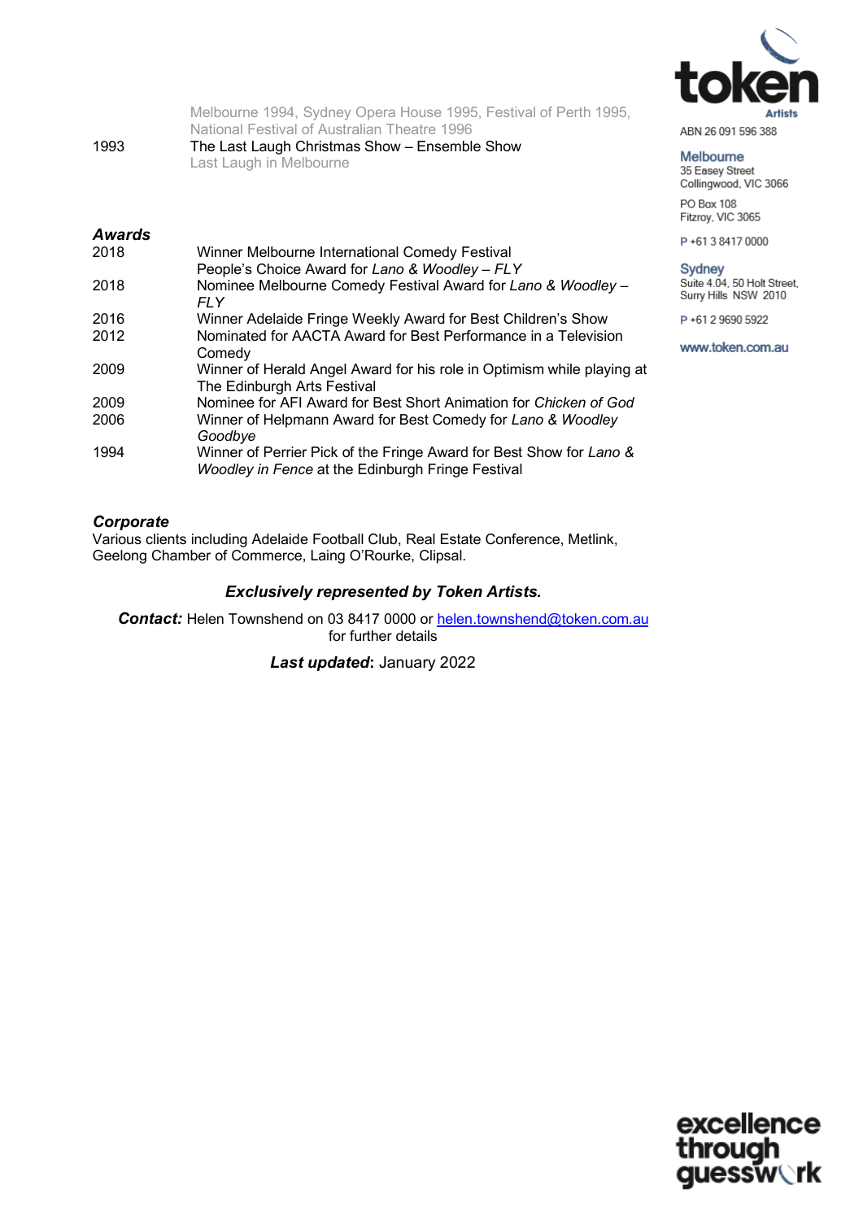| | |
|---|---|
| | Melbourne 1994, Sydney Opera House 1995, Festival of Perth 1995, National Festival of Australian Theatre 1996 |
| 1993 | The Last Laugh Christmas Show – Ensemble Show |
| | Last Laugh in Melbourne |

### *Awards*

| | |
|---|---|
| 2018 | Winner Melbourne International Comedy Festival People's Choice Award for *Lano & Woodley – FLY* |
| 2018 | Nominee Melbourne Comedy Festival Award for *Lano & Woodley – FLY* |
| 2016 | Winner Adelaide Fringe Weekly Award for Best Children's Show |
| 2012 | Nominated for AACTA Award for Best Performance in a Television Comedy |
| 2009 | Winner of Herald Angel Award for his role in Optimism while playing at The Edinburgh Arts Festival |
| 2009 | Nominee for AFI Award for Best Short Animation for *Chicken of God* |
| 2006 | Winner of Helpmann Award for Best Comedy for *Lano & Woodley Goodbye* |
| 1994 | Winner of Perrier Pick of the Fringe Award for Best Show for *Lano & Woodley in Fence* at the Edinburgh Fringe Festival |

### *Corporate*

Various clients including Adelaide Football Club, Real Estate Conference, Metlink, Geelong Chamber of Commerce, Laing O'Rourke, Clipsal.

***Exclusively represented by Token Artists.***

***Contact:*** Helen Townshend on 03 8417 0000 or helen.townshend@token.com.au for further details

***Last updated*:** January 2022

token Artists

ABN 26 091 596 388

**Melbourne**
35 Easey Street
Collingwood, VIC 3066

PO Box 108
Fitzroy, VIC 3065

P +61 3 8417 0000

**Sydney**
Suite 4.04, 50 Holt Street,
Surry Hills NSW 2010

P +61 2 9690 5922

www.token.com.au

excellence through guesswork